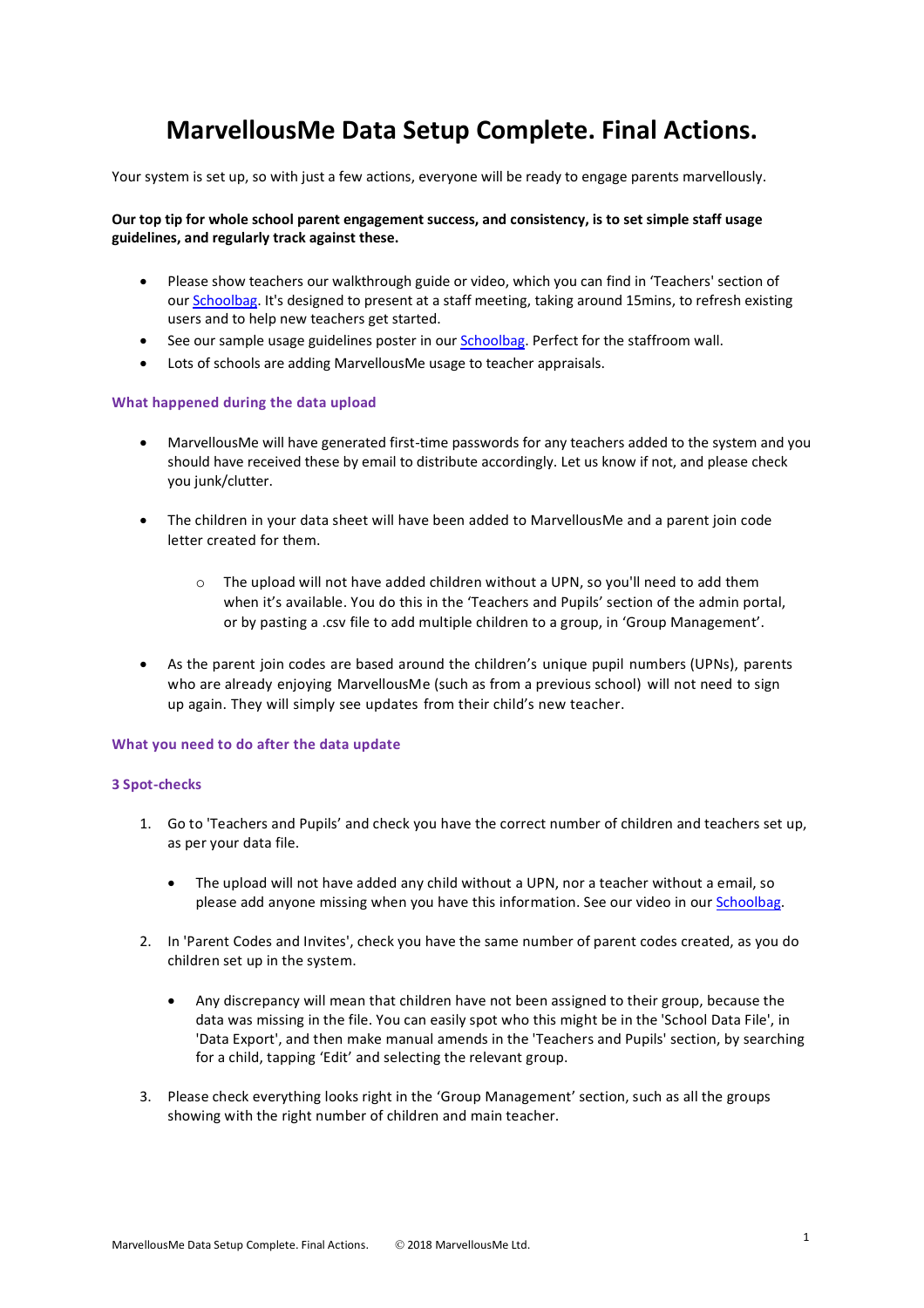# MarvellousMe Data Setup Complete. Final Actions.

Your system is set up, so with just a few actions, everyone will be ready to engage parents marvellously.

**Our top tip for whole school parent engagement success, and consistency, is to set simple staff usage guidelines, and regularly track against these.**

- Please show teachers our walkthrough guide or video, which you can find in 'Teachers' section of our Schoolbag. It's designed to present at a staff meeting, taking around 15mins, to refresh existing users and to help new teachers get started.
- See our sample usage guidelines poster in our Schoolbag. Perfect for the staffroom wall.
- Lots of schools are adding MarvellousMe usage to teacher appraisals.

### What happened during the data upload

- MarvellousMe will have generated first-time passwords for any teachers added to the system and you should have received these by email to distribute accordingly. Let us know if not, and please check you junk/clutter.

- The children in your data sheet will have been added to MarvellousMe and a parent join code letter created for them.

    - The upload will not have added children without a UPN, so you'll need to add them when it's available. You do this in the 'Teachers and Pupils' section of the admin portal, or by pasting a .csv file to add multiple children to a group, in 'Group Management'.

- As the parent join codes are based around the children's unique pupil numbers (UPNs), parents who are already enjoying MarvellousMe (such as from a previous school) will not need to sign up again. They will simply see updates from their child's new teacher.

### What you need to do after the data update

#### 3 Spot-checks

1. Go to 'Teachers and Pupils' and check you have the correct number of children and teachers set up, as per your data file.

    - The upload will not have added any child without a UPN, nor a teacher without a email, so please add anyone missing when you have this information. See our video in our Schoolbag.

2. In 'Parent Codes and Invites', check you have the same number of parent codes created, as you do children set up in the system.

    - Any discrepancy will mean that children have not been assigned to their group, because the data was missing in the file. You can easily spot who this might be in the 'School Data File', in 'Data Export', and then make manual amends in the 'Teachers and Pupils' section, by searching for a child, tapping 'Edit' and selecting the relevant group.

3. Please check everything looks right in the 'Group Management' section, such as all the groups showing with the right number of children and main teacher.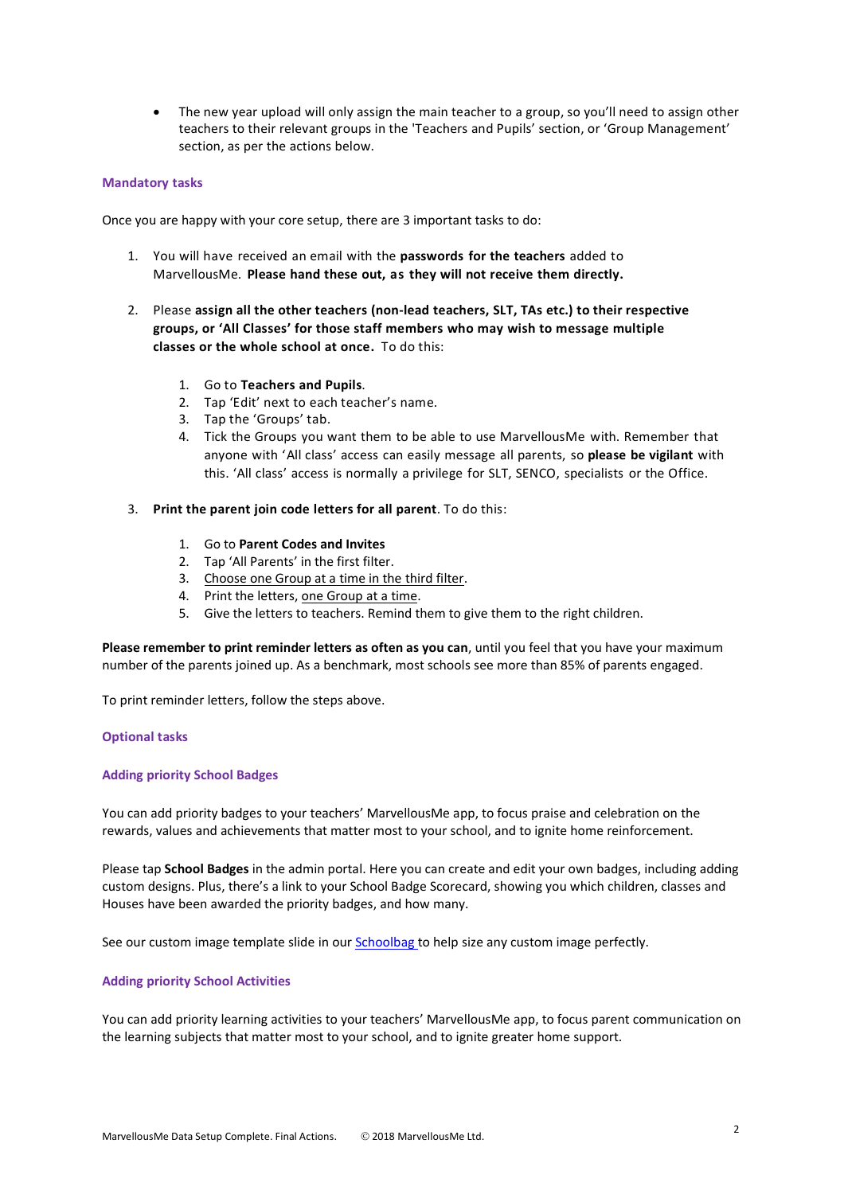- The new year upload will only assign the main teacher to a group, so you'll need to assign other teachers to their relevant groups in the 'Teachers and Pupils' section, or 'Group Management' section, as per the actions below.

### Mandatory tasks

Once you are happy with your core setup, there are 3 important tasks to do:

1. You will have received an email with the **passwords for the teachers** added to MarvellousMe. **Please hand these out, as they will not receive them directly.**

2. Please **assign all the other teachers (non-lead teachers, SLT, TAs etc.) to their respective groups, or 'All Classes' for those staff members who may wish to message multiple classes or the whole school at once.** To do this:

    1. Go to **Teachers and Pupils**.
    2. Tap 'Edit' next to each teacher's name.
    3. Tap the 'Groups' tab.
    4. Tick the Groups you want them to be able to use MarvellousMe with. Remember that anyone with 'All class' access can easily message all parents, so **please be vigilant** with this. 'All class' access is normally a privilege for SLT, SENCO, specialists or the Office.

3. **Print the parent join code letters for all parent**. To do this:

    1. Go to **Parent Codes and Invites**
    2. Tap 'All Parents' in the first filter.
    3. Choose one Group at a time in the third filter.
    4. Print the letters, one Group at a time.
    5. Give the letters to teachers. Remind them to give them to the right children.

**Please remember to print reminder letters as often as you can**, until you feel that you have your maximum number of the parents joined up. As a benchmark, most schools see more than 85% of parents engaged.

To print reminder letters, follow the steps above.

### Optional tasks

#### Adding priority School Badges

You can add priority badges to your teachers' MarvellousMe app, to focus praise and celebration on the rewards, values and achievements that matter most to your school, and to ignite home reinforcement.

Please tap **School Badges** in the admin portal. Here you can create and edit your own badges, including adding custom designs. Plus, there's a link to your School Badge Scorecard, showing you which children, classes and Houses have been awarded the priority badges, and how many.

See our custom image template slide in our Schoolbag to help size any custom image perfectly.

#### Adding priority School Activities

You can add priority learning activities to your teachers' MarvellousMe app, to focus parent communication on the learning subjects that matter most to your school, and to ignite greater home support.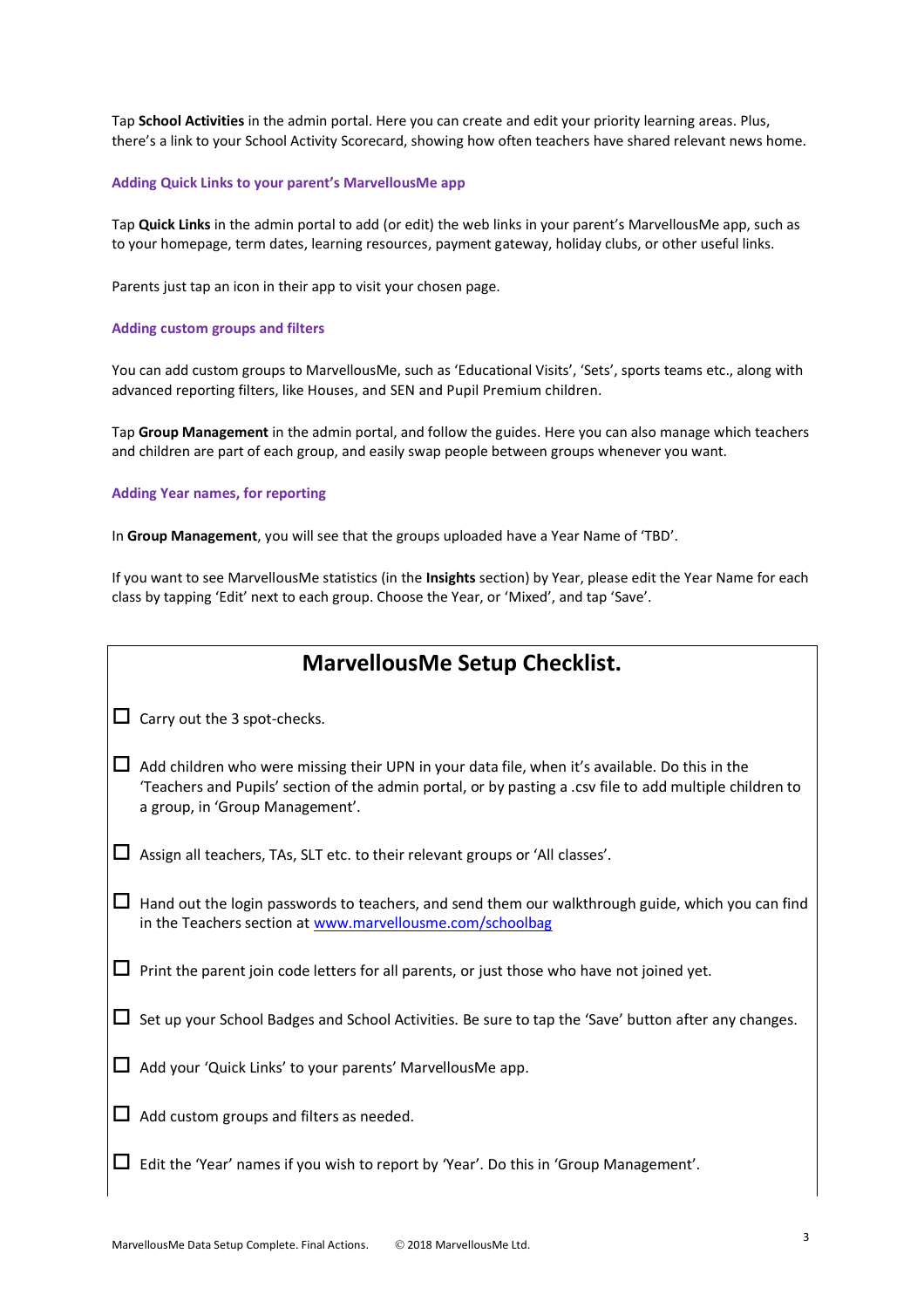Tap **School Activities** in the admin portal. Here you can create and edit your priority learning areas. Plus, there's a link to your School Activity Scorecard, showing how often teachers have shared relevant news home.

### Adding Quick Links to your parent's MarvellousMe app

Tap **Quick Links** in the admin portal to add (or edit) the web links in your parent's MarvellousMe app, such as to your homepage, term dates, learning resources, payment gateway, holiday clubs, or other useful links.

Parents just tap an icon in their app to visit your chosen page.

### Adding custom groups and filters

You can add custom groups to MarvellousMe, such as 'Educational Visits', 'Sets', sports teams etc., along with advanced reporting filters, like Houses, and SEN and Pupil Premium children.

Tap **Group Management** in the admin portal, and follow the guides. Here you can also manage which teachers and children are part of each group, and easily swap people between groups whenever you want.

### Adding Year names, for reporting

In **Group Management**, you will see that the groups uploaded have a Year Name of 'TBD'.

If you want to see MarvellousMe statistics (in the **Insights** section) by Year, please edit the Year Name for each class by tapping 'Edit' next to each group. Choose the Year, or 'Mixed', and tap 'Save'.

## MarvellousMe Setup Checklist.

- [ ] Carry out the 3 spot-checks.
- [ ] Add children who were missing their UPN in your data file, when it's available. Do this in the 'Teachers and Pupils' section of the admin portal, or by pasting a .csv file to add multiple children to a group, in 'Group Management'.
- [ ] Assign all teachers, TAs, SLT etc. to their relevant groups or 'All classes'.
- [ ] Hand out the login passwords to teachers, and send them our walkthrough guide, which you can find in the Teachers section at [www.marvellousme.com/schoolbag](http://www.marvellousme.com/schoolbag)
- [ ] Print the parent join code letters for all parents, or just those who have not joined yet.
- [ ] Set up your School Badges and School Activities. Be sure to tap the 'Save' button after any changes.
- [ ] Add your 'Quick Links' to your parents' MarvellousMe app.
- [ ] Add custom groups and filters as needed.
- [ ] Edit the 'Year' names if you wish to report by 'Year'. Do this in 'Group Management'.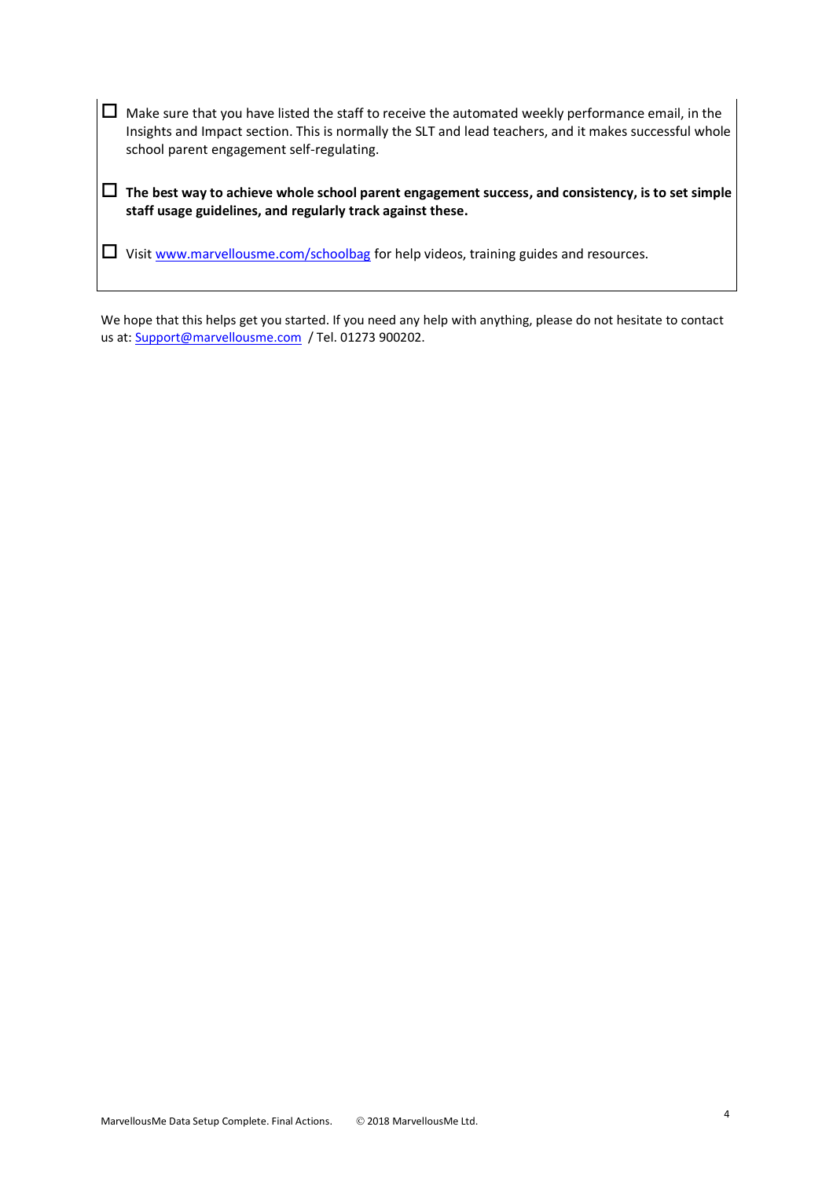- [ ] Make sure that you have listed the staff to receive the automated weekly performance email, in the Insights and Impact section. This is normally the SLT and lead teachers, and it makes successful whole school parent engagement self-regulating.

- [ ] **The best way to achieve whole school parent engagement success, and consistency, is to set simple staff usage guidelines, and regularly track against these.**

- [ ] Visit [www.marvellousme.com/schoolbag](www.marvellousme.com/schoolbag) for help videos, training guides and resources.

We hope that this helps get you started. If you need any help with anything, please do not hesitate to contact us at: [Support@marvellousme.com](mailto:Support@marvellousme.com) / Tel. 01273 900202.